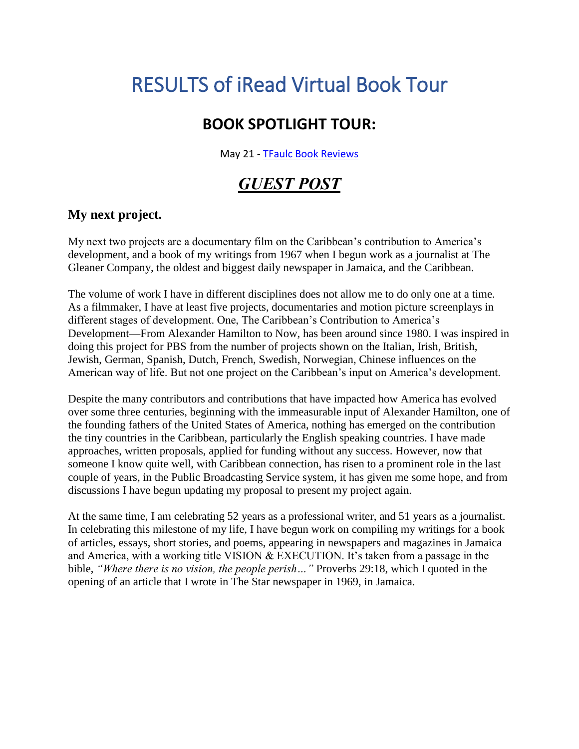# RESULTS of iRead Virtual Book Tour

## BOOK SPOTLIGHT TOUR:

May 21 - [TFaulc Book Reviews]

## ***GUEST POST***

### My next project.

My next two projects are a documentary film on the Caribbean's contribution to America's development, and a book of my writings from 1967 when I begun work as a journalist at The Gleaner Company, the oldest and biggest daily newspaper in Jamaica, and the Caribbean.

The volume of work I have in different disciplines does not allow me to do only one at a time. As a filmmaker, I have at least five projects, documentaries and motion picture screenplays in different stages of development. One, The Caribbean's Contribution to America's Development—From Alexander Hamilton to Now, has been around since 1980. I was inspired in doing this project for PBS from the number of projects shown on the Italian, Irish, British, Jewish, German, Spanish, Dutch, French, Swedish, Norwegian, Chinese influences on the American way of life. But not one project on the Caribbean's input on America's development.

Despite the many contributors and contributions that have impacted how America has evolved over some three centuries, beginning with the immeasurable input of Alexander Hamilton, one of the founding fathers of the United States of America, nothing has emerged on the contribution the tiny countries in the Caribbean, particularly the English speaking countries. I have made approaches, written proposals, applied for funding without any success. However, now that someone I know quite well, with Caribbean connection, has risen to a prominent role in the last couple of years, in the Public Broadcasting Service system, it has given me some hope, and from discussions I have begun updating my proposal to present my project again.

At the same time, I am celebrating 52 years as a professional writer, and 51 years as a journalist. In celebrating this milestone of my life, I have begun work on compiling my writings for a book of articles, essays, short stories, and poems, appearing in newspapers and magazines in Jamaica and America, with a working title VISION & EXECUTION. It's taken from a passage in the bible, *"Where there is no vision, the people perish…"* Proverbs 29:18, which I quoted in the opening of an article that I wrote in The Star newspaper in 1969, in Jamaica.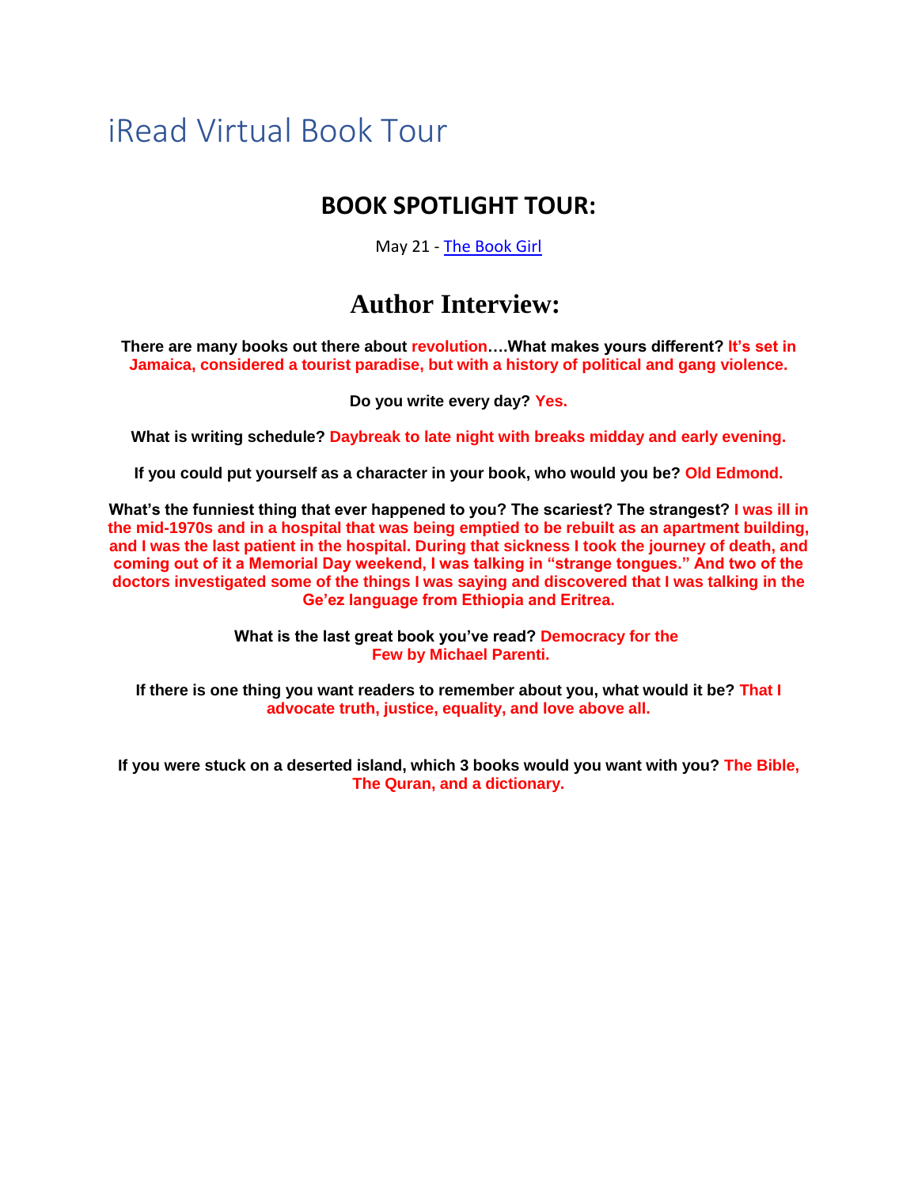# iRead Virtual Book Tour

## BOOK SPOTLIGHT TOUR:

May 21 - The Book Girl

## Author Interview:

**There are many books out there about revolution….What makes yours different? It's set in Jamaica, considered a tourist paradise, but with a history of political and gang violence.**

**Do you write every day? Yes.**

**What is writing schedule? Daybreak to late night with breaks midday and early evening.**

**If you could put yourself as a character in your book, who would you be? Old Edmond.**

**What's the funniest thing that ever happened to you? The scariest? The strangest? I was ill in the mid-1970s and in a hospital that was being emptied to be rebuilt as an apartment building, and I was the last patient in the hospital. During that sickness I took the journey of death, and coming out of it a Memorial Day weekend, I was talking in "strange tongues." And two of the doctors investigated some of the things I was saying and discovered that I was talking in the Ge'ez language from Ethiopia and Eritrea.**

**What is the last great book you've read? Democracy for the Few by Michael Parenti.**

**If there is one thing you want readers to remember about you, what would it be? That I advocate truth, justice, equality, and love above all.**

**If you were stuck on a deserted island, which 3 books would you want with you? The Bible, The Quran, and a dictionary.**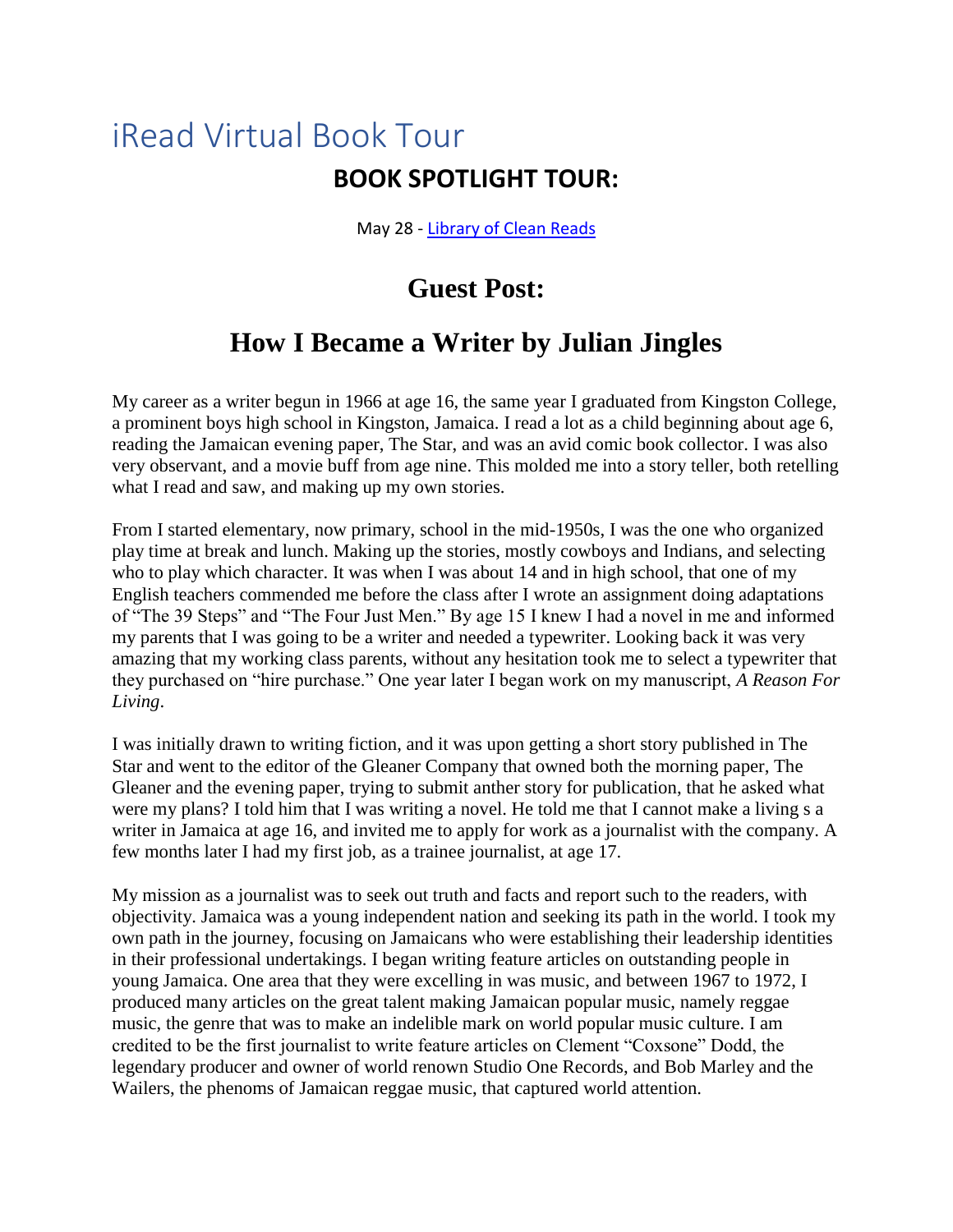# iRead Virtual Book Tour

## BOOK SPOTLIGHT TOUR:

May 28 - [Library of Clean Reads]

## Guest Post:

## How I Became a Writer by Julian Jingles

My career as a writer begun in 1966 at age 16, the same year I graduated from Kingston College, a prominent boys high school in Kingston, Jamaica. I read a lot as a child beginning about age 6, reading the Jamaican evening paper, The Star, and was an avid comic book collector. I was also very observant, and a movie buff from age nine. This molded me into a story teller, both retelling what I read and saw, and making up my own stories.

From I started elementary, now primary, school in the mid-1950s, I was the one who organized play time at break and lunch. Making up the stories, mostly cowboys and Indians, and selecting who to play which character. It was when I was about 14 and in high school, that one of my English teachers commended me before the class after I wrote an assignment doing adaptations of "The 39 Steps" and "The Four Just Men." By age 15 I knew I had a novel in me and informed my parents that I was going to be a writer and needed a typewriter. Looking back it was very amazing that my working class parents, without any hesitation took me to select a typewriter that they purchased on "hire purchase." One year later I began work on my manuscript, *A Reason For Living*.

I was initially drawn to writing fiction, and it was upon getting a short story published in The Star and went to the editor of the Gleaner Company that owned both the morning paper, The Gleaner and the evening paper, trying to submit anther story for publication, that he asked what were my plans? I told him that I was writing a novel. He told me that I cannot make a living s a writer in Jamaica at age 16, and invited me to apply for work as a journalist with the company. A few months later I had my first job, as a trainee journalist, at age 17.

My mission as a journalist was to seek out truth and facts and report such to the readers, with objectivity. Jamaica was a young independent nation and seeking its path in the world. I took my own path in the journey, focusing on Jamaicans who were establishing their leadership identities in their professional undertakings. I began writing feature articles on outstanding people in young Jamaica. One area that they were excelling in was music, and between 1967 to 1972, I produced many articles on the great talent making Jamaican popular music, namely reggae music, the genre that was to make an indelible mark on world popular music culture. I am credited to be the first journalist to write feature articles on Clement "Coxsone" Dodd, the legendary producer and owner of world renown Studio One Records, and Bob Marley and the Wailers, the phenoms of Jamaican reggae music, that captured world attention.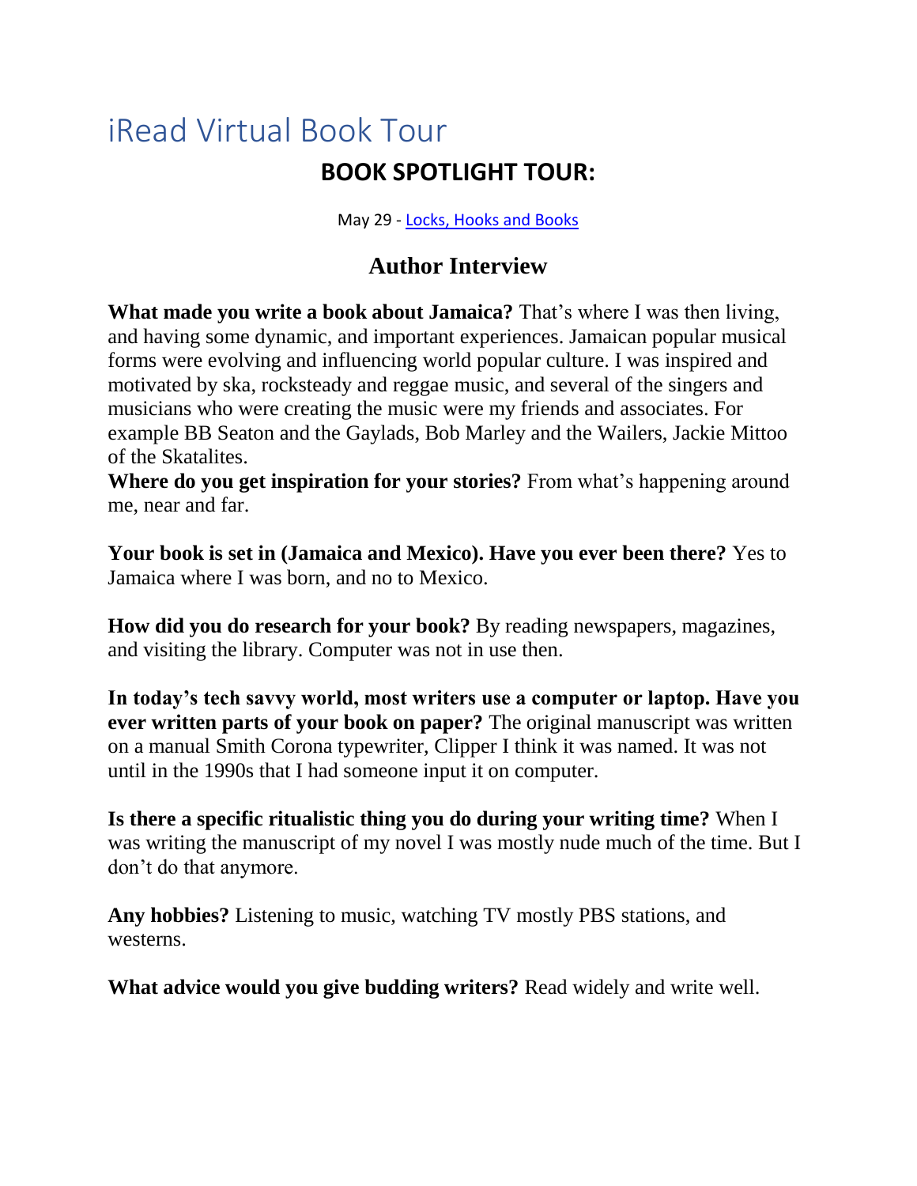# iRead Virtual Book Tour

## BOOK SPOTLIGHT TOUR:

May 29 - [Locks, Hooks and Books]

## Author Interview

**What made you write a book about Jamaica?** That's where I was then living, and having some dynamic, and important experiences. Jamaican popular musical forms were evolving and influencing world popular culture. I was inspired and motivated by ska, rocksteady and reggae music, and several of the singers and musicians who were creating the music were my friends and associates. For example BB Seaton and the Gaylads, Bob Marley and the Wailers, Jackie Mittoo of the Skatalites.

**Where do you get inspiration for your stories?** From what's happening around me, near and far.

**Your book is set in (Jamaica and Mexico). Have you ever been there?** Yes to Jamaica where I was born, and no to Mexico.

**How did you do research for your book?** By reading newspapers, magazines, and visiting the library. Computer was not in use then.

**In today's tech savvy world, most writers use a computer or laptop. Have you ever written parts of your book on paper?** The original manuscript was written on a manual Smith Corona typewriter, Clipper I think it was named. It was not until in the 1990s that I had someone input it on computer.

**Is there a specific ritualistic thing you do during your writing time?** When I was writing the manuscript of my novel I was mostly nude much of the time. But I don't do that anymore.

**Any hobbies?** Listening to music, watching TV mostly PBS stations, and westerns.

**What advice would you give budding writers?** Read widely and write well.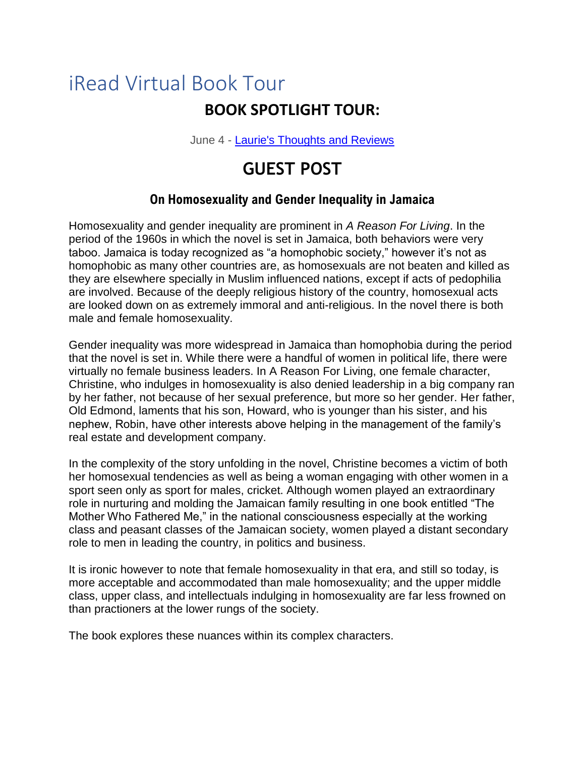# iRead Virtual Book Tour

## BOOK SPOTLIGHT TOUR:

June 4 - [Laurie's Thoughts and Reviews]

## GUEST POST

### On Homosexuality and Gender Inequality in Jamaica

Homosexuality and gender inequality are prominent in *A Reason For Living*. In the period of the 1960s in which the novel is set in Jamaica, both behaviors were very taboo. Jamaica is today recognized as "a homophobic society," however it's not as homophobic as many other countries are, as homosexuals are not beaten and killed as they are elsewhere specially in Muslim influenced nations, except if acts of pedophilia are involved. Because of the deeply religious history of the country, homosexual acts are looked down on as extremely immoral and anti-religious. In the novel there is both male and female homosexuality.

Gender inequality was more widespread in Jamaica than homophobia during the period that the novel is set in. While there were a handful of women in political life, there were virtually no female business leaders. In A Reason For Living, one female character, Christine, who indulges in homosexuality is also denied leadership in a big company ran by her father, not because of her sexual preference, but more so her gender. Her father, Old Edmond, laments that his son, Howard, who is younger than his sister, and his nephew, Robin, have other interests above helping in the management of the family's real estate and development company.

In the complexity of the story unfolding in the novel, Christine becomes a victim of both her homosexual tendencies as well as being a woman engaging with other women in a sport seen only as sport for males, cricket. Although women played an extraordinary role in nurturing and molding the Jamaican family resulting in one book entitled "The Mother Who Fathered Me," in the national consciousness especially at the working class and peasant classes of the Jamaican society, women played a distant secondary role to men in leading the country, in politics and business.

It is ironic however to note that female homosexuality in that era, and still so today, is more acceptable and accommodated than male homosexuality; and the upper middle class, upper class, and intellectuals indulging in homosexuality are far less frowned on than practioners at the lower rungs of the society.

The book explores these nuances within its complex characters.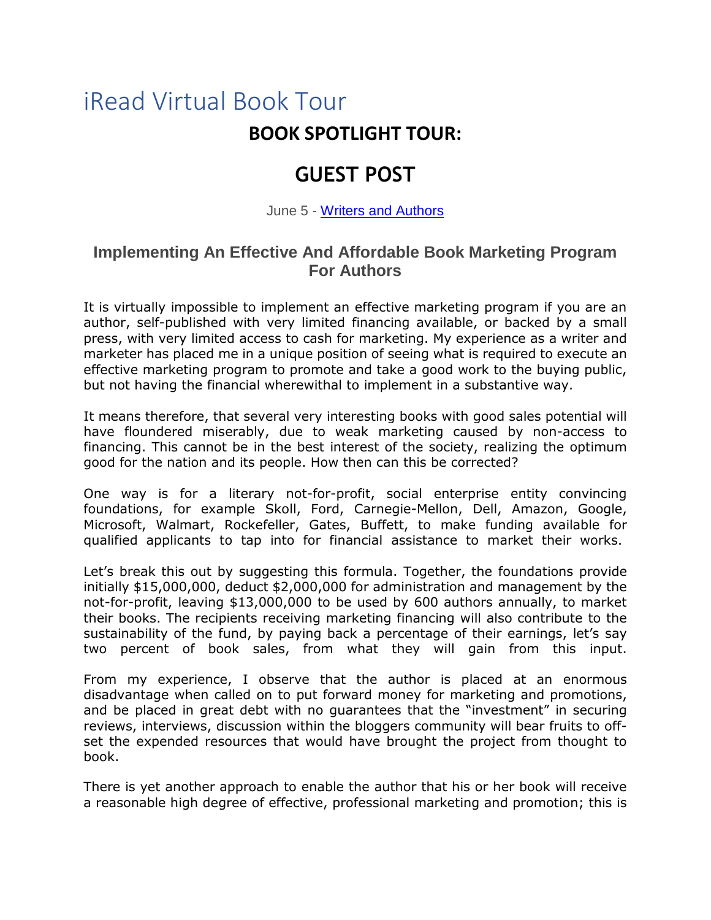# iRead Virtual Book Tour

## BOOK SPOTLIGHT TOUR:

## GUEST POST

June 5 - [Writers and Authors]

### Implementing An Effective And Affordable Book Marketing Program For Authors

It is virtually impossible to implement an effective marketing program if you are an author, self-published with very limited financing available, or backed by a small press, with very limited access to cash for marketing. My experience as a writer and marketer has placed me in a unique position of seeing what is required to execute an effective marketing program to promote and take a good work to the buying public, but not having the financial wherewithal to implement in a substantive way.

It means therefore, that several very interesting books with good sales potential will have floundered miserably, due to weak marketing caused by non-access to financing. This cannot be in the best interest of the society, realizing the optimum good for the nation and its people. How then can this be corrected?

One way is for a literary not-for-profit, social enterprise entity convincing foundations, for example Skoll, Ford, Carnegie-Mellon, Dell, Amazon, Google, Microsoft, Walmart, Rockefeller, Gates, Buffett, to make funding available for qualified applicants to tap into for financial assistance to market their works.

Let's break this out by suggesting this formula. Together, the foundations provide initially $15,000,000, deduct $2,000,000 for administration and management by the not-for-profit, leaving $13,000,000 to be used by 600 authors annually, to market their books. The recipients receiving marketing financing will also contribute to the sustainability of the fund, by paying back a percentage of their earnings, let's say two percent of book sales, from what they will gain from this input.

From my experience, I observe that the author is placed at an enormous disadvantage when called on to put forward money for marketing and promotions, and be placed in great debt with no guarantees that the "investment" in securing reviews, interviews, discussion within the bloggers community will bear fruits to off-set the expended resources that would have brought the project from thought to book.

There is yet another approach to enable the author that his or her book will receive a reasonable high degree of effective, professional marketing and promotion; this is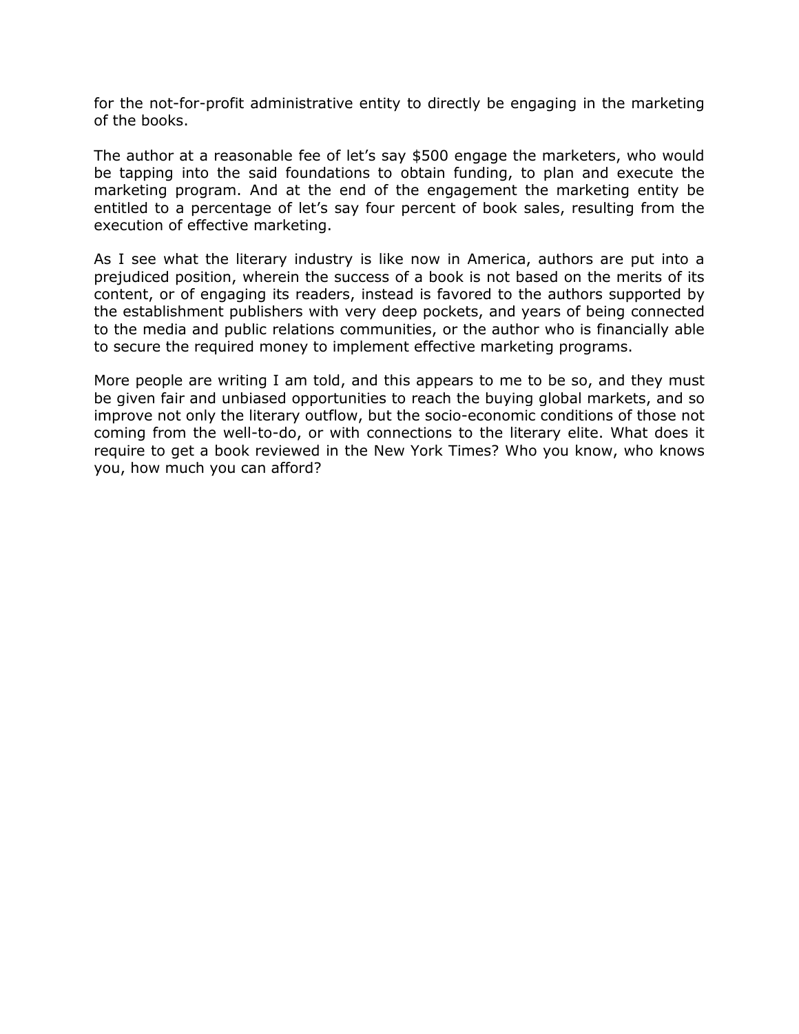for the not-for-profit administrative entity to directly be engaging in the marketing of the books.

The author at a reasonable fee of let's say $500 engage the marketers, who would be tapping into the said foundations to obtain funding, to plan and execute the marketing program. And at the end of the engagement the marketing entity be entitled to a percentage of let's say four percent of book sales, resulting from the execution of effective marketing.

As I see what the literary industry is like now in America, authors are put into a prejudiced position, wherein the success of a book is not based on the merits of its content, or of engaging its readers, instead is favored to the authors supported by the establishment publishers with very deep pockets, and years of being connected to the media and public relations communities, or the author who is financially able to secure the required money to implement effective marketing programs.

More people are writing I am told, and this appears to me to be so, and they must be given fair and unbiased opportunities to reach the buying global markets, and so improve not only the literary outflow, but the socio-economic conditions of those not coming from the well-to-do, or with connections to the literary elite. What does it require to get a book reviewed in the New York Times? Who you know, who knows you, how much you can afford?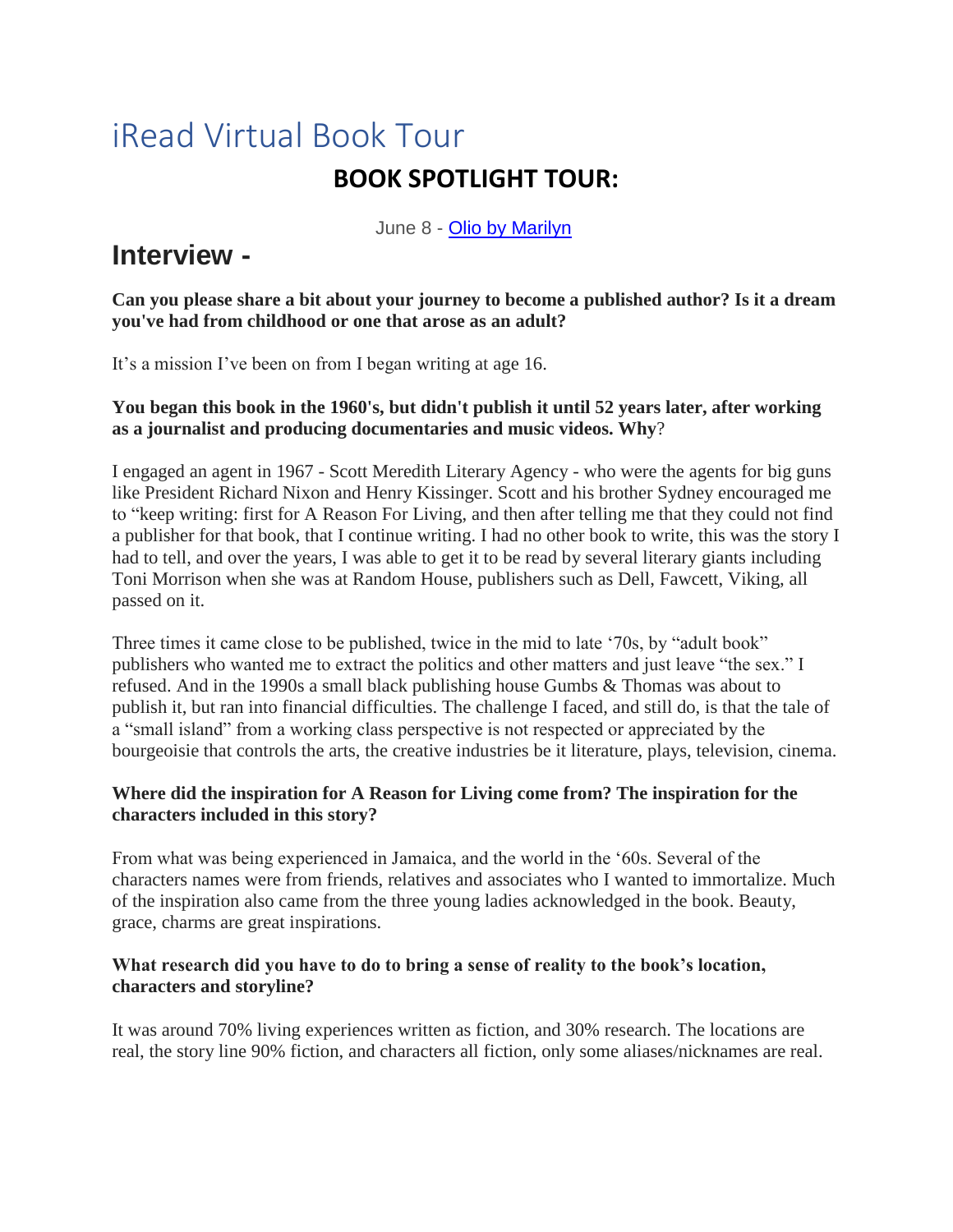# iRead Virtual Book Tour

## BOOK SPOTLIGHT TOUR:

June 8 - [Olio by Marilyn]

## Interview -

**Can you please share a bit about your journey to become a published author? Is it a dream you've had from childhood or one that arose as an adult?**

It's a mission I've been on from I began writing at age 16.

**You began this book in the 1960's, but didn't publish it until 52 years later, after working as a journalist and producing documentaries and music videos. Why?**

I engaged an agent in 1967 - Scott Meredith Literary Agency - who were the agents for big guns like President Richard Nixon and Henry Kissinger. Scott and his brother Sydney encouraged me to "keep writing: first for A Reason For Living, and then after telling me that they could not find a publisher for that book, that I continue writing. I had no other book to write, this was the story I had to tell, and over the years, I was able to get it to be read by several literary giants including Toni Morrison when she was at Random House, publishers such as Dell, Fawcett, Viking, all passed on it.

Three times it came close to be published, twice in the mid to late '70s, by "adult book" publishers who wanted me to extract the politics and other matters and just leave "the sex." I refused. And in the 1990s a small black publishing house Gumbs & Thomas was about to publish it, but ran into financial difficulties. The challenge I faced, and still do, is that the tale of a "small island" from a working class perspective is not respected or appreciated by the bourgeoisie that controls the arts, the creative industries be it literature, plays, television, cinema.

**Where did the inspiration for A Reason for Living come from? The inspiration for the characters included in this story?**

From what was being experienced in Jamaica, and the world in the '60s. Several of the characters names were from friends, relatives and associates who I wanted to immortalize. Much of the inspiration also came from the three young ladies acknowledged in the book. Beauty, grace, charms are great inspirations.

**What research did you have to do to bring a sense of reality to the book's location, characters and storyline?**

It was around 70% living experiences written as fiction, and 30% research. The locations are real, the story line 90% fiction, and characters all fiction, only some aliases/nicknames are real.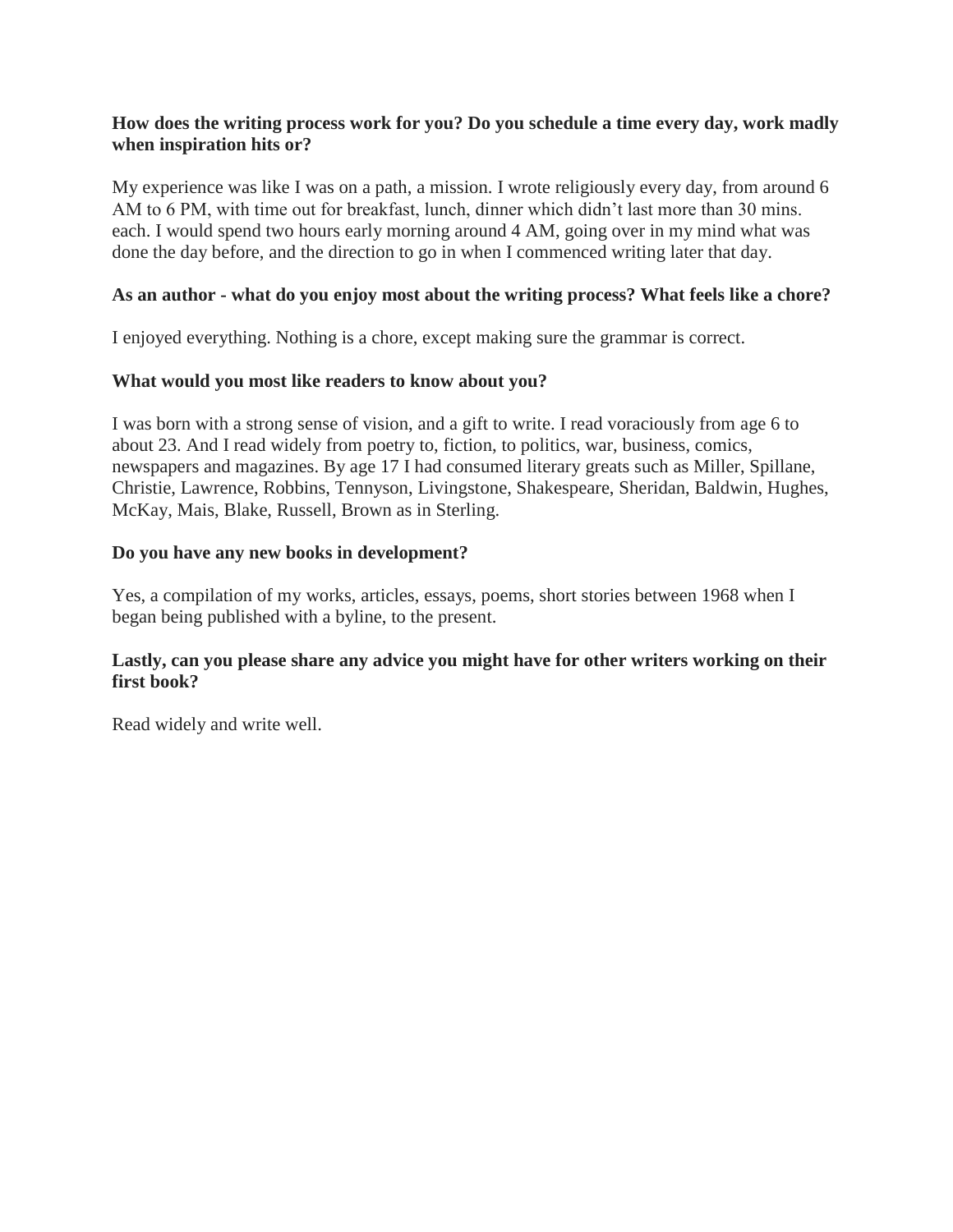**How does the writing process work for you? Do you schedule a time every day, work madly when inspiration hits or?**

My experience was like I was on a path, a mission. I wrote religiously every day, from around 6 AM to 6 PM, with time out for breakfast, lunch, dinner which didn't last more than 30 mins. each. I would spend two hours early morning around 4 AM, going over in my mind what was done the day before, and the direction to go in when I commenced writing later that day.

**As an author - what do you enjoy most about the writing process? What feels like a chore?**

I enjoyed everything. Nothing is a chore, except making sure the grammar is correct.

**What would you most like readers to know about you?**

I was born with a strong sense of vision, and a gift to write. I read voraciously from age 6 to about 23. And I read widely from poetry to, fiction, to politics, war, business, comics, newspapers and magazines. By age 17 I had consumed literary greats such as Miller, Spillane, Christie, Lawrence, Robbins, Tennyson, Livingstone, Shakespeare, Sheridan, Baldwin, Hughes, McKay, Mais, Blake, Russell, Brown as in Sterling.

**Do you have any new books in development?**

Yes, a compilation of my works, articles, essays, poems, short stories between 1968 when I began being published with a byline, to the present.

**Lastly, can you please share any advice you might have for other writers working on their first book?**

Read widely and write well.